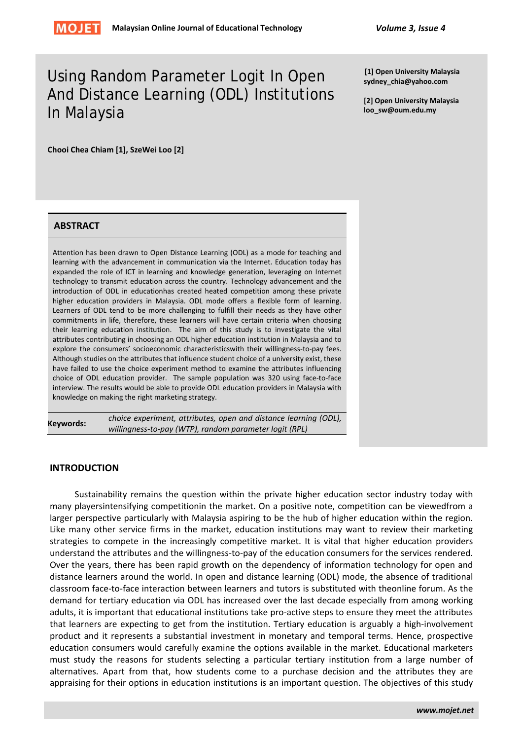# Using Random Parameter Logit In Open And Distance Learning (ODL) Institutions In Malaysia

**Chooi Chea Chiam [1], SzeWei Loo [2]**

**[1] Open University Malaysia**
**sydney_chia@yahoo.com**

**[2] Open University Malaysia**
**loo_sw@oum.edu.my**

## ABSTRACT

Attention has been drawn to Open Distance Learning (ODL) as a mode for teaching and learning with the advancement in communication via the Internet. Education today has expanded the role of ICT in learning and knowledge generation, leveraging on Internet technology to transmit education across the country. Technology advancement and the introduction of ODL in educationhas created heated competition among these private higher education providers in Malaysia. ODL mode offers a flexible form of learning. Learners of ODL tend to be more challenging to fulfill their needs as they have other commitments in life, therefore, these learners will have certain criteria when choosing their learning education institution. The aim of this study is to investigate the vital attributes contributing in choosing an ODL higher education institution in Malaysia and to explore the consumers' socioeconomic characteristicswith their willingness-to-pay fees. Although studies on the attributes that influence student choice of a university exist, these have failed to use the choice experiment method to examine the attributes influencing choice of ODL education provider. The sample population was 320 using face-to-face interview. The results would be able to provide ODL education providers in Malaysia with knowledge on making the right marketing strategy.

**Keywords:** *choice experiment, attributes, open and distance learning (ODL), willingness-to-pay (WTP), random parameter logit (RPL)*

## INTRODUCTION

Sustainability remains the question within the private higher education sector industry today with many playersintensifying competitionin the market. On a positive note, competition can be viewedfrom a larger perspective particularly with Malaysia aspiring to be the hub of higher education within the region. Like many other service firms in the market, education institutions may want to review their marketing strategies to compete in the increasingly competitive market. It is vital that higher education providers understand the attributes and the willingness-to-pay of the education consumers for the services rendered. Over the years, there has been rapid growth on the dependency of information technology for open and distance learners around the world. In open and distance learning (ODL) mode, the absence of traditional classroom face-to-face interaction between learners and tutors is substituted with theonline forum. As the demand for tertiary education via ODL has increased over the last decade especially from among working adults, it is important that educational institutions take pro-active steps to ensure they meet the attributes that learners are expecting to get from the institution. Tertiary education is arguably a high-involvement product and it represents a substantial investment in monetary and temporal terms. Hence, prospective education consumers would carefully examine the options available in the market. Educational marketers must study the reasons for students selecting a particular tertiary institution from a large number of alternatives. Apart from that, how students come to a purchase decision and the attributes they are appraising for their options in education institutions is an important question. The objectives of this study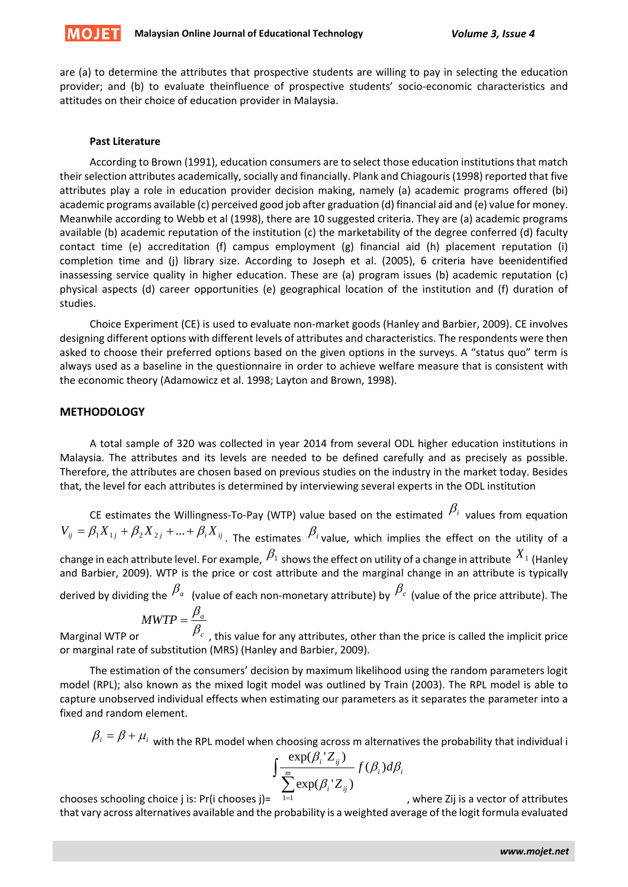are (a) to determine the attributes that prospective students are willing to pay in selecting the education provider; and (b) to evaluate theinfluence of prospective students' socio-economic characteristics and attitudes on their choice of education provider in Malaysia.

### Past Literature

According to Brown (1991), education consumers are to select those education institutions that match their selection attributes academically, socially and financially. Plank and Chiagouris (1998) reported that five attributes play a role in education provider decision making, namely (a) academic programs offered (bi) academic programs available (c) perceived good job after graduation (d) financial aid and (e) value for money. Meanwhile according to Webb et al (1998), there are 10 suggested criteria. They are (a) academic programs available (b) academic reputation of the institution (c) the marketability of the degree conferred (d) faculty contact time (e) accreditation (f) campus employment (g) financial aid (h) placement reputation (i) completion time and (j) library size. According to Joseph et al. (2005), 6 criteria have beenidentified inassessing service quality in higher education. These are (a) program issues (b) academic reputation (c) physical aspects (d) career opportunities (e) geographical location of the institution and (f) duration of studies.

Choice Experiment (CE) is used to evaluate non-market goods (Hanley and Barbier, 2009). CE involves designing different options with different levels of attributes and characteristics. The respondents were then asked to choose their preferred options based on the given options in the surveys. A "status quo" term is always used as a baseline in the questionnaire in order to achieve welfare measure that is consistent with the economic theory (Adamowicz et al. 1998; Layton and Brown, 1998).

## METHODOLOGY

A total sample of 320 was collected in year 2014 from several ODL higher education institutions in Malaysia. The attributes and its levels are needed to be defined carefully and as precisely as possible. Therefore, the attributes are chosen based on previous studies on the industry in the market today. Besides that, the level for each attributes is determined by interviewing several experts in the ODL institution

CE estimates the Willingness-To-Pay (WTP) value based on the estimated $\beta_i$ values from equation $V_{ij} = \beta_1 X_{1j} + \beta_2 X_{2j} + ... + \beta_i X_{ij}$. The estimates $\beta_i$ value, which implies the effect on the utility of a change in each attribute level. For example, $\beta_1$ shows the effect on utility of a change in attribute $X_1$ (Hanley and Barbier, 2009). WTP is the price or cost attribute and the marginal change in an attribute is typically derived by dividing the $\beta_a$ (value of each non-monetary attribute) by $\beta_c$ (value of the price attribute). The Marginal WTP or $MWTP = \frac{\beta_a}{\beta_c}$, this value for any attributes, other than the price is called the implicit price or marginal rate of substitution (MRS) (Hanley and Barbier, 2009).

The estimation of the consumers' decision by maximum likelihood using the random parameters logit model (RPL); also known as the mixed logit model was outlined by Train (2003). The RPL model is able to capture unobserved individual effects when estimating our parameters as it separates the parameter into a fixed and random element.

$\beta_i = \beta + \mu_i$ with the RPL model when choosing across m alternatives the probability that individual i chooses schooling choice j is: Pr(i chooses j)= $\int \frac{\exp(\beta_i ' Z_{ij})}{\sum_{1=1}^{m} \exp(\beta_i ' Z_{ij})} f(\beta_i) d\beta_i$, where Zij is a vector of attributes that vary across alternatives available and the probability is a weighted average of the logit formula evaluated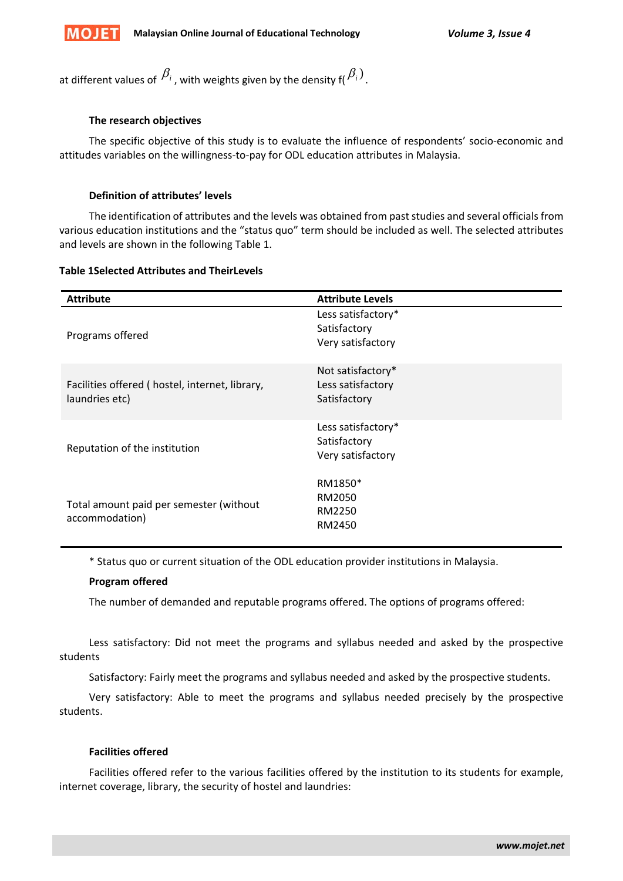at different values of $\beta_i$, with weights given by the density f($\beta_i$).

### The research objectives

The specific objective of this study is to evaluate the influence of respondents' socio-economic and attitudes variables on the willingness-to-pay for ODL education attributes in Malaysia.

### Definition of attributes' levels

The identification of attributes and the levels was obtained from past studies and several officials from various education institutions and the "status quo" term should be included as well. The selected attributes and levels are shown in the following Table 1.

**Table 1Selected Attributes and TheirLevels**

| Attribute | Attribute Levels |
|---|---|
| Programs offered | Less satisfactory*<br>Satisfactory<br>Very satisfactory |
| Facilities offered ( hostel, internet, library, laundries etc) | Not satisfactory*<br>Less satisfactory<br>Satisfactory |
| Reputation of the institution | Less satisfactory*<br>Satisfactory<br>Very satisfactory |
| Total amount paid per semester (without accommodation) | RM1850*<br>RM2050<br>RM2250<br>RM2450 |

* Status quo or current situation of the ODL education provider institutions in Malaysia.

**Program offered**

The number of demanded and reputable programs offered. The options of programs offered:

Less satisfactory: Did not meet the programs and syllabus needed and asked by the prospective students

Satisfactory: Fairly meet the programs and syllabus needed and asked by the prospective students.

Very satisfactory: Able to meet the programs and syllabus needed precisely by the prospective students.

**Facilities offered**

Facilities offered refer to the various facilities offered by the institution to its students for example, internet coverage, library, the security of hostel and laundries: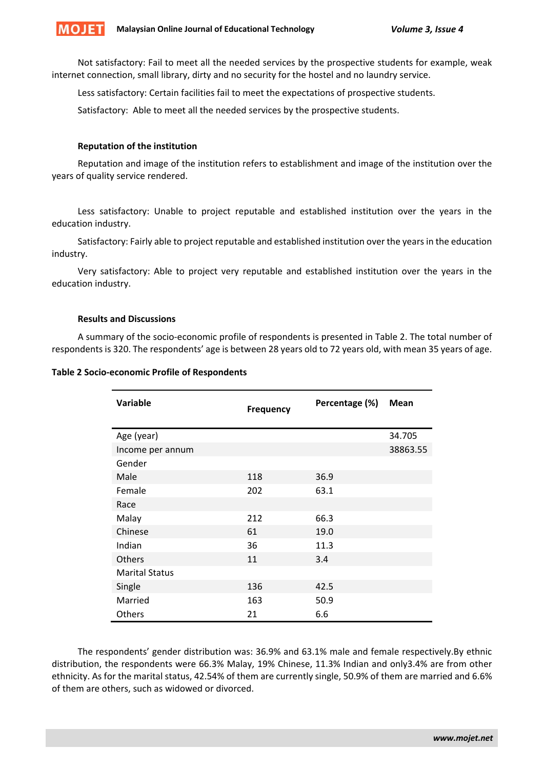Not satisfactory: Fail to meet all the needed services by the prospective students for example, weak internet connection, small library, dirty and no security for the hostel and no laundry service.

Less satisfactory: Certain facilities fail to meet the expectations of prospective students.

Satisfactory: Able to meet all the needed services by the prospective students.

### Reputation of the institution

Reputation and image of the institution refers to establishment and image of the institution over the years of quality service rendered.

Less satisfactory: Unable to project reputable and established institution over the years in the education industry.

Satisfactory: Fairly able to project reputable and established institution over the years in the education industry.

Very satisfactory: Able to project very reputable and established institution over the years in the education industry.

### Results and Discussions

A summary of the socio-economic profile of respondents is presented in Table 2. The total number of respondents is 320. The respondents' age is between 28 years old to 72 years old, with mean 35 years of age.

**Table 2 Socio-economic Profile of Respondents**

| Variable | Frequency | Percentage (%) | Mean |
|---|---|---|---|
| Age (year) | | | 34.705 |
| Income per annum | | | 38863.55 |
| Gender | | | |
| Male | 118 | 36.9 | |
| Female | 202 | 63.1 | |
| Race | | | |
| Malay | 212 | 66.3 | |
| Chinese | 61 | 19.0 | |
| Indian | 36 | 11.3 | |
| Others | 11 | 3.4 | |
| Marital Status | | | |
| Single | 136 | 42.5 | |
| Married | 163 | 50.9 | |
| Others | 21 | 6.6 | |

The respondents' gender distribution was: 36.9% and 63.1% male and female respectively.By ethnic distribution, the respondents were 66.3% Malay, 19% Chinese, 11.3% Indian and only3.4% are from other ethnicity. As for the marital status, 42.54% of them are currently single, 50.9% of them are married and 6.6% of them are others, such as widowed or divorced.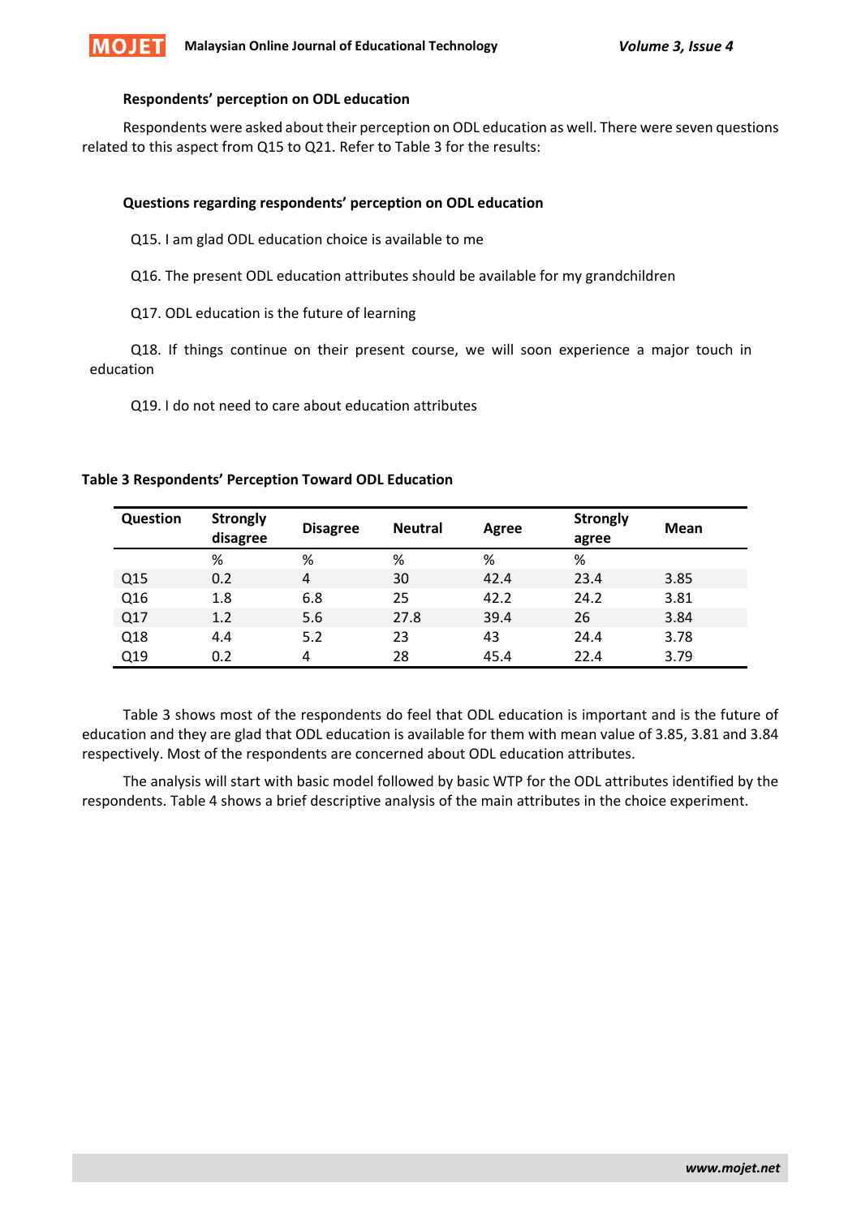### Respondents' perception on ODL education

Respondents were asked about their perception on ODL education as well. There were seven questions related to this aspect from Q15 to Q21. Refer to Table 3 for the results:

#### Questions regarding respondents' perception on ODL education

Q15. I am glad ODL education choice is available to me

Q16. The present ODL education attributes should be available for my grandchildren

Q17. ODL education is the future of learning

Q18. If things continue on their present course, we will soon experience a major touch in education

Q19. I do not need to care about education attributes

**Table 3 Respondents' Perception Toward ODL Education**

| Question | Strongly disagree | Disagree | Neutral | Agree | Strongly agree | Mean |
|---|---|---|---|---|---|---|
| | % | % | % | % | % | |
| Q15 | 0.2 | 4 | 30 | 42.4 | 23.4 | 3.85 |
| Q16 | 1.8 | 6.8 | 25 | 42.2 | 24.2 | 3.81 |
| Q17 | 1.2 | 5.6 | 27.8 | 39.4 | 26 | 3.84 |
| Q18 | 4.4 | 5.2 | 23 | 43 | 24.4 | 3.78 |
| Q19 | 0.2 | 4 | 28 | 45.4 | 22.4 | 3.79 |

Table 3 shows most of the respondents do feel that ODL education is important and is the future of education and they are glad that ODL education is available for them with mean value of 3.85, 3.81 and 3.84 respectively. Most of the respondents are concerned about ODL education attributes.

The analysis will start with basic model followed by basic WTP for the ODL attributes identified by the respondents. Table 4 shows a brief descriptive analysis of the main attributes in the choice experiment.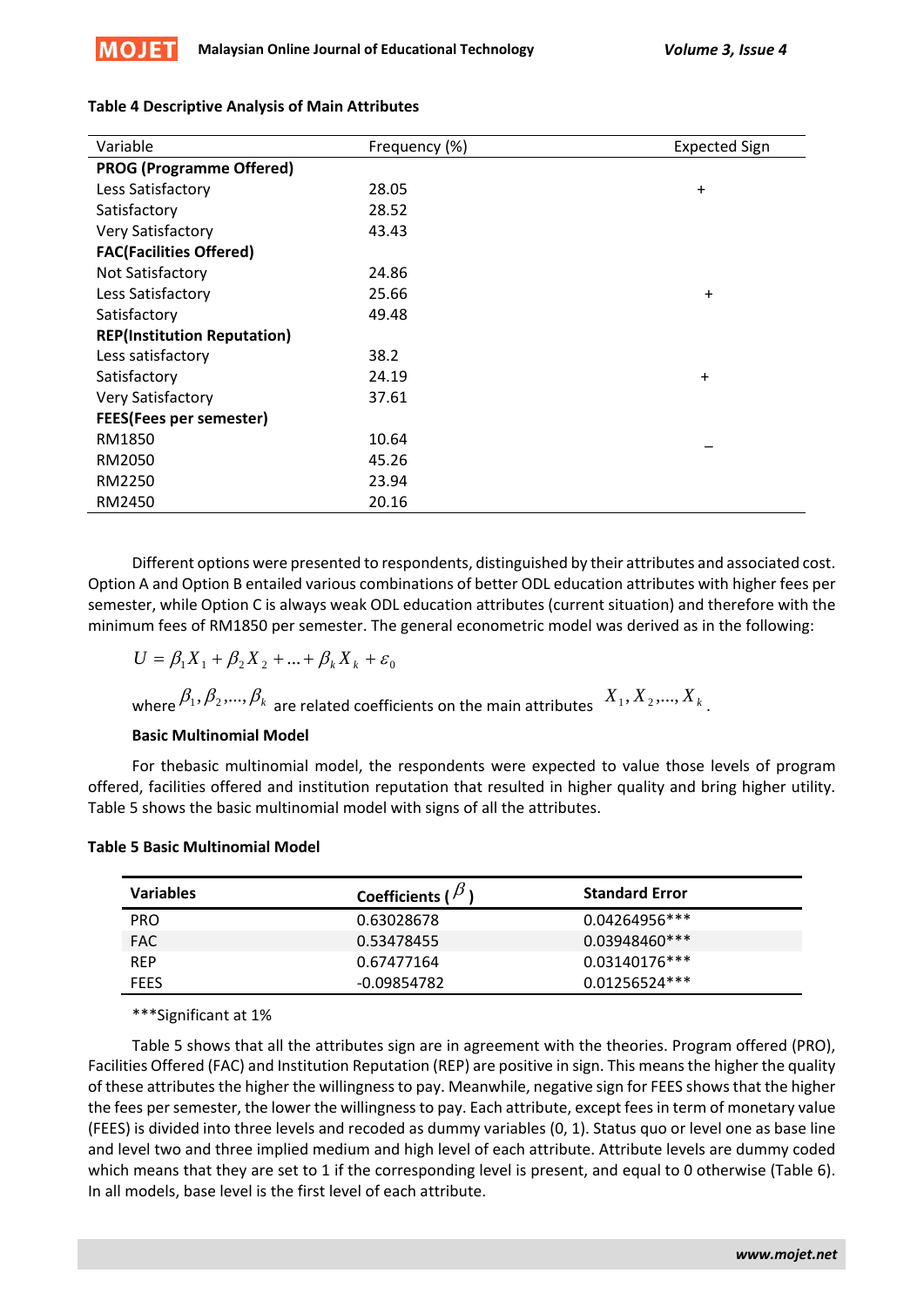**Table 4 Descriptive Analysis of Main Attributes**

| Variable | Frequency (%) | Expected Sign |
|---|---|---|
| **PROG (Programme Offered)** | | |
| Less Satisfactory | 28.05 | + |
| Satisfactory | 28.52 | |
| Very Satisfactory | 43.43 | |
| **FAC(Facilities Offered)** | | |
| Not Satisfactory | 24.86 | |
| Less Satisfactory | 25.66 | + |
| Satisfactory | 49.48 | |
| **REP(Institution Reputation)** | | |
| Less satisfactory | 38.2 | |
| Satisfactory | 24.19 | + |
| Very Satisfactory | 37.61 | |
| **FEES(Fees per semester)** | | |
| RM1850 | 10.64 | _ |
| RM2050 | 45.26 | |
| RM2250 | 23.94 | |
| RM2450 | 20.16 | |

Different options were presented to respondents, distinguished by their attributes and associated cost. Option A and Option B entailed various combinations of better ODL education attributes with higher fees per semester, while Option C is always weak ODL education attributes (current situation) and therefore with the minimum fees of RM1850 per semester. The general econometric model was derived as in the following:

$$U = \beta_1 X_1 + \beta_2 X_2 + ... + \beta_k X_k + \varepsilon_0$$

where $\beta_1, \beta_2, ..., \beta_k$ are related coefficients on the main attributes $X_1, X_2, ..., X_k$.

**Basic Multinomial Model**

For thebasic multinomial model, the respondents were expected to value those levels of program offered, facilities offered and institution reputation that resulted in higher quality and bring higher utility. Table 5 shows the basic multinomial model with signs of all the attributes.

**Table 5 Basic Multinomial Model**

| Variables | Coefficients ($\beta$) | Standard Error |
|---|---|---|
| PRO | 0.63028678 | 0.04264956*** |
| FAC | 0.53478455 | 0.03948460*** |
| REP | 0.67477164 | 0.03140176*** |
| FEES | -0.09854782 | 0.01256524*** |

***Significant at 1%

Table 5 shows that all the attributes sign are in agreement with the theories. Program offered (PRO), Facilities Offered (FAC) and Institution Reputation (REP) are positive in sign. This means the higher the quality of these attributes the higher the willingness to pay. Meanwhile, negative sign for FEES shows that the higher the fees per semester, the lower the willingness to pay. Each attribute, except fees in term of monetary value (FEES) is divided into three levels and recoded as dummy variables (0, 1). Status quo or level one as base line and level two and three implied medium and high level of each attribute. Attribute levels are dummy coded which means that they are set to 1 if the corresponding level is present, and equal to 0 otherwise (Table 6). In all models, base level is the first level of each attribute.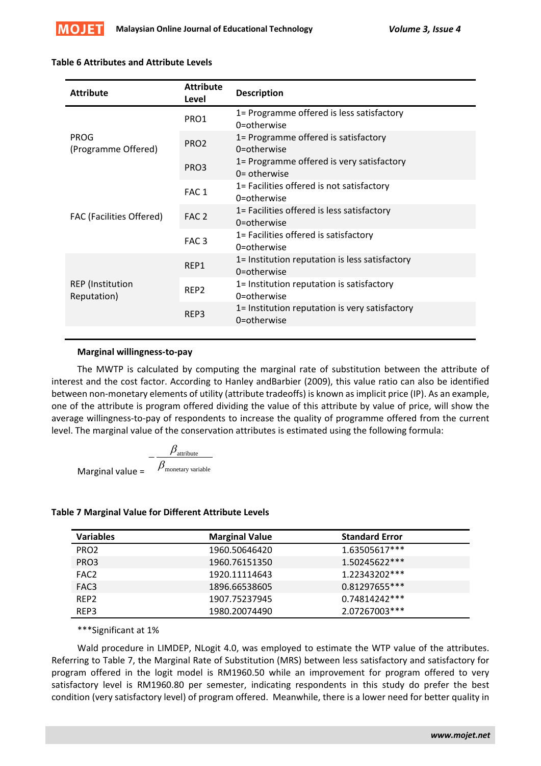**Table 6 Attributes and Attribute Levels**

| Attribute | Attribute Level | Description |
|---|---|---|
| PROG (Programme Offered) | PRO1 | 1= Programme offered is less satisfactory 0=otherwise |
| | PRO2 | 1= Programme offered is satisfactory 0=otherwise |
| | PRO3 | 1= Programme offered is very satisfactory 0= otherwise |
| FAC (Facilities Offered) | FAC 1 | 1= Facilities offered is not satisfactory 0=otherwise |
| | FAC 2 | 1= Facilities offered is less satisfactory 0=otherwise |
| | FAC 3 | 1= Facilities offered is satisfactory 0=otherwise |
| REP (Institution Reputation) | REP1 | 1= Institution reputation is less satisfactory 0=otherwise |
| | REP2 | 1= Institution reputation is satisfactory 0=otherwise |
| | REP3 | 1= Institution reputation is very satisfactory 0=otherwise |

**Marginal willingness-to-pay**

The MWTP is calculated by computing the marginal rate of substitution between the attribute of interest and the cost factor. According to Hanley andBarbier (2009), this value ratio can also be identified between non-monetary elements of utility (attribute tradeoffs) is known as implicit price (IP). As an example, one of the attribute is program offered dividing the value of this attribute by value of price, will show the average willingness-to-pay of respondents to increase the quality of programme offered from the current level. The marginal value of the conservation attributes is estimated using the following formula:

$$\text{Marginal value} = -\frac{\beta_{\text{attribute}}}{\beta_{\text{monetary variable}}}$$

**Table 7 Marginal Value for Different Attribute Levels**

| Variables | Marginal Value | Standard Error |
|---|---|---|
| PRO2 | 1960.50646420 | 1.63505617*** |
| PRO3 | 1960.76151350 | 1.50245622*** |
| FAC2 | 1920.11114643 | 1.22343202*** |
| FAC3 | 1896.66538605 | 0.81297655*** |
| REP2 | 1907.75237945 | 0.74814242*** |
| REP3 | 1980.20074490 | 2.07267003*** |

***Significant at 1%

Wald procedure in LIMDEP, NLogit 4.0, was employed to estimate the WTP value of the attributes. Referring to Table 7, the Marginal Rate of Substitution (MRS) between less satisfactory and satisfactory for program offered in the logit model is RM1960.50 while an improvement for program offered to very satisfactory level is RM1960.80 per semester, indicating respondents in this study do prefer the best condition (very satisfactory level) of program offered. Meanwhile, there is a lower need for better quality in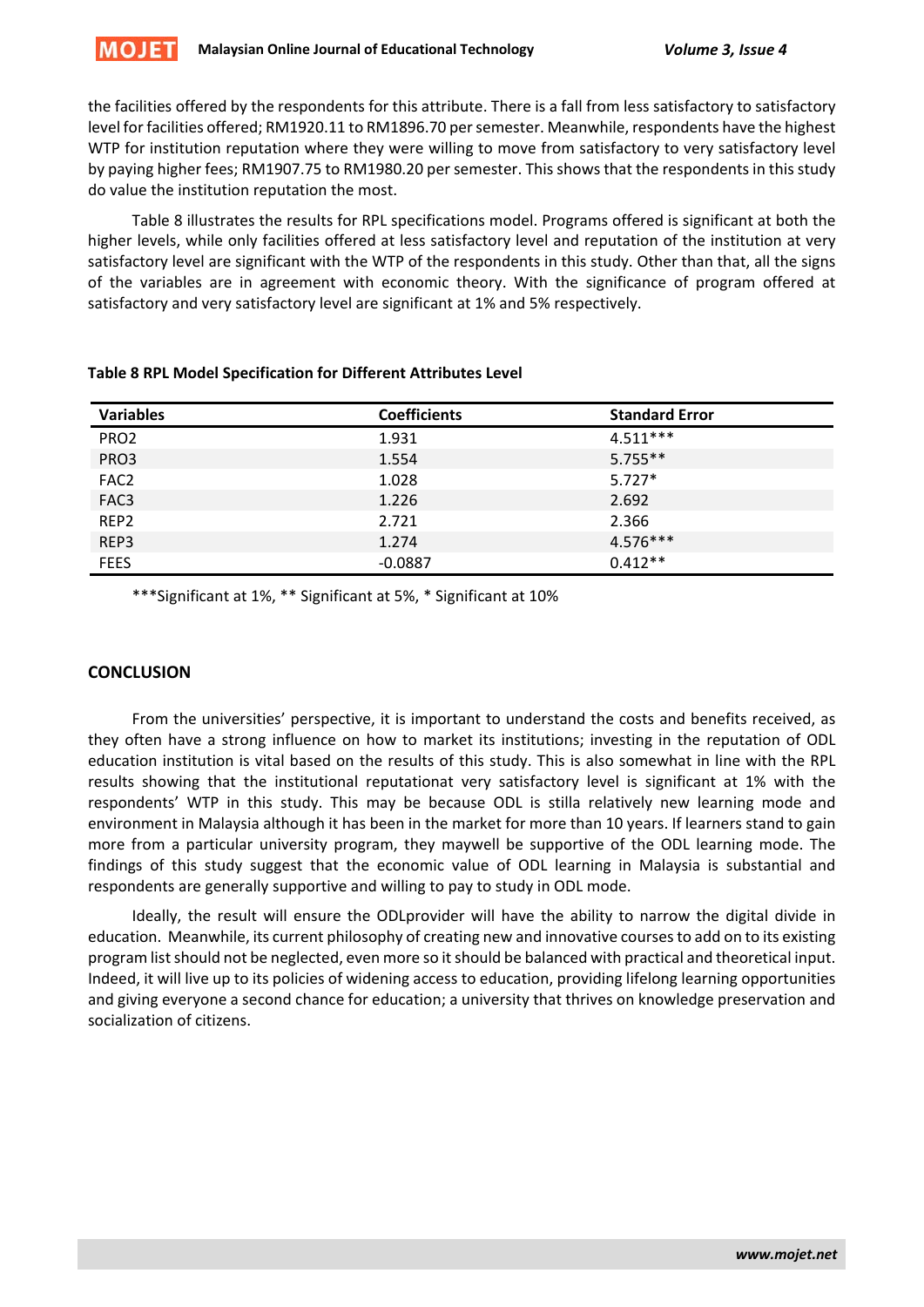the facilities offered by the respondents for this attribute. There is a fall from less satisfactory to satisfactory level for facilities offered; RM1920.11 to RM1896.70 per semester. Meanwhile, respondents have the highest WTP for institution reputation where they were willing to move from satisfactory to very satisfactory level by paying higher fees; RM1907.75 to RM1980.20 per semester. This shows that the respondents in this study do value the institution reputation the most.

Table 8 illustrates the results for RPL specifications model. Programs offered is significant at both the higher levels, while only facilities offered at less satisfactory level and reputation of the institution at very satisfactory level are significant with the WTP of the respondents in this study. Other than that, all the signs of the variables are in agreement with economic theory. With the significance of program offered at satisfactory and very satisfactory level are significant at 1% and 5% respectively.

**Table 8 RPL Model Specification for Different Attributes Level**

| Variables | Coefficients | Standard Error |
|---|---|---|
| PRO2 | 1.931 | 4.511*** |
| PRO3 | 1.554 | 5.755** |
| FAC2 | 1.028 | 5.727* |
| FAC3 | 1.226 | 2.692 |
| REP2 | 2.721 | 2.366 |
| REP3 | 1.274 | 4.576*** |
| FEES | -0.0887 | 0.412** |

***Significant at 1%, ** Significant at 5%, * Significant at 10%

## CONCLUSION

From the universities' perspective, it is important to understand the costs and benefits received, as they often have a strong influence on how to market its institutions; investing in the reputation of ODL education institution is vital based on the results of this study. This is also somewhat in line with the RPL results showing that the institutional reputationat very satisfactory level is significant at 1% with the respondents' WTP in this study. This may be because ODL is stilla relatively new learning mode and environment in Malaysia although it has been in the market for more than 10 years. If learners stand to gain more from a particular university program, they maywell be supportive of the ODL learning mode. The findings of this study suggest that the economic value of ODL learning in Malaysia is substantial and respondents are generally supportive and willing to pay to study in ODL mode.

Ideally, the result will ensure the ODLprovider will have the ability to narrow the digital divide in education. Meanwhile, its current philosophy of creating new and innovative courses to add on to its existing program list should not be neglected, even more so it should be balanced with practical and theoretical input. Indeed, it will live up to its policies of widening access to education, providing lifelong learning opportunities and giving everyone a second chance for education; a university that thrives on knowledge preservation and socialization of citizens.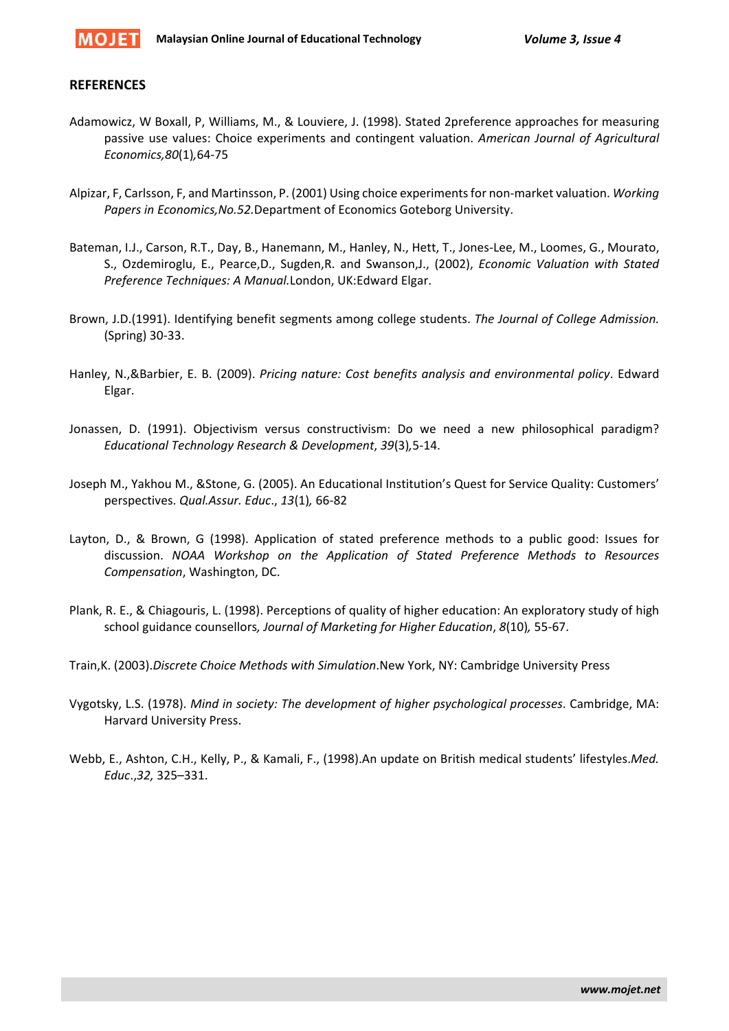## REFERENCES

Adamowicz, W Boxall, P, Williams, M., & Louviere, J. (1998). Stated 2preference approaches for measuring passive use values: Choice experiments and contingent valuation. *American Journal of Agricultural Economics,80*(1)*,*64-75

Alpizar, F, Carlsson, F, and Martinsson, P. (2001) Using choice experiments for non-market valuation. *Working Papers in Economics,No.52.*Department of Economics Goteborg University.

Bateman, I.J., Carson, R.T., Day, B., Hanemann, M., Hanley, N., Hett, T., Jones-Lee, M., Loomes, G., Mourato, S., Ozdemiroglu, E., Pearce,D., Sugden,R. and Swanson,J., (2002), *Economic Valuation with Stated Preference Techniques: A Manual.*London, UK:Edward Elgar.

Brown, J.D.(1991). Identifying benefit segments among college students. *The Journal of College Admission.* (Spring) 30-33.

Hanley, N.,&Barbier, E. B. (2009). *Pricing nature: Cost benefits analysis and environmental policy*. Edward Elgar.

Jonassen, D. (1991). Objectivism versus constructivism: Do we need a new philosophical paradigm? *Educational Technology Research & Development*, *39*(3)*,*5-14.

Joseph M., Yakhou M., &Stone, G. (2005). An Educational Institution's Quest for Service Quality: Customers' perspectives. *Qual.Assur. Educ*., *13*(1)*,* 66-82

Layton, D., & Brown, G (1998). Application of stated preference methods to a public good: Issues for discussion. *NOAA Workshop on the Application of Stated Preference Methods to Resources Compensation*, Washington, DC.

Plank, R. E., & Chiagouris, L. (1998). Perceptions of quality of higher education: An exploratory study of high school guidance counsellors*, Journal of Marketing for Higher Education*, *8*(10)*,* 55-67.

Train,K. (2003).*Discrete Choice Methods with Simulation*.New York, NY: Cambridge University Press

Vygotsky, L.S. (1978). *Mind in society: The development of higher psychological processes*. Cambridge, MA: Harvard University Press.

Webb, E., Ashton, C.H., Kelly, P., & Kamali, F., (1998).An update on British medical students' lifestyles.*Med. Educ*.,*32,* 325–331.